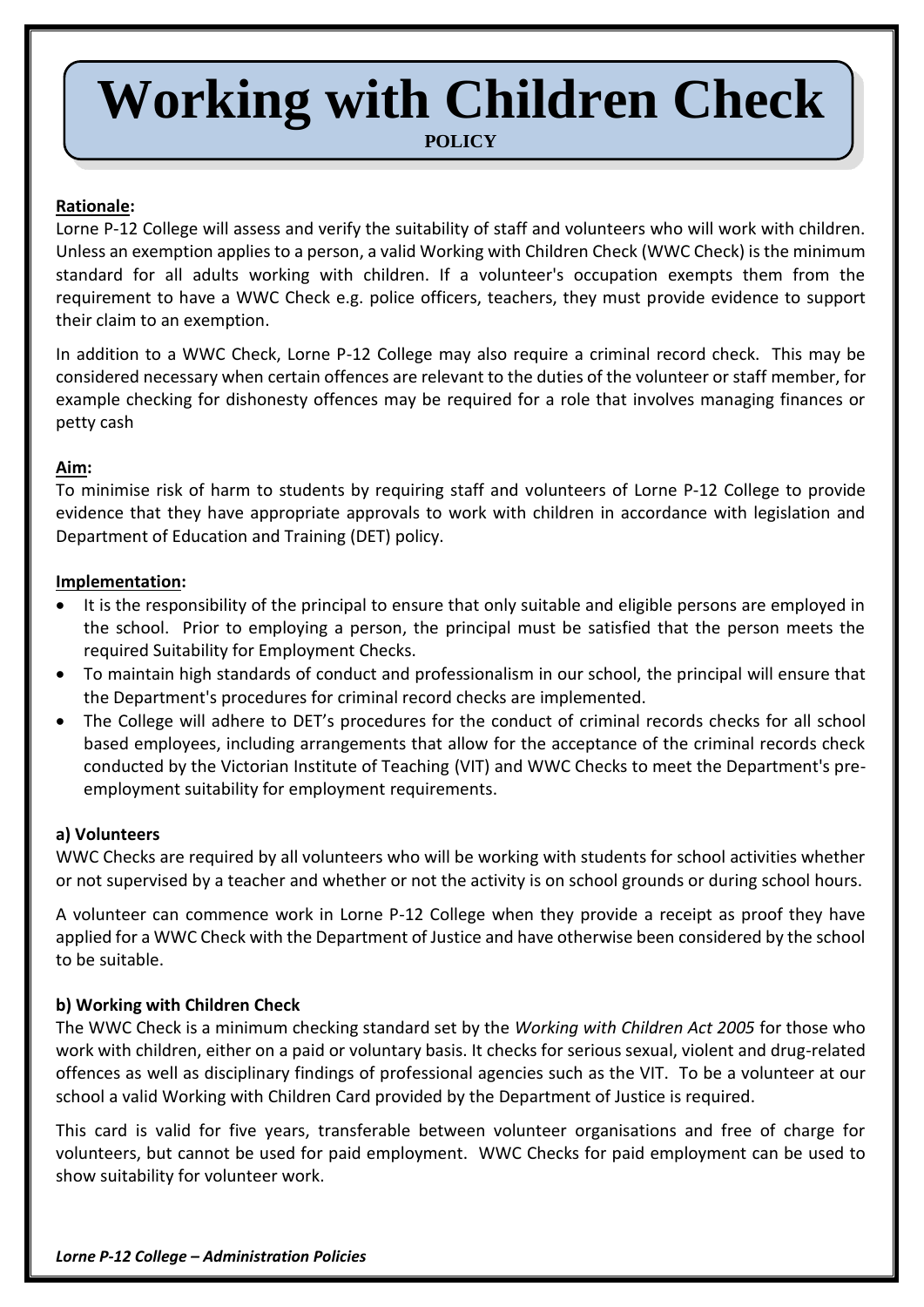# Working with Children Check

**POLICY**

**Rationale:**

Lorne P-12 College will assess and verify the suitability of staff and volunteers who will work with children. Unless an exemption applies to a person, a valid Working with Children Check (WWC Check) is the minimum standard for all adults working with children. If a volunteer's occupation exempts them from the requirement to have a WWC Check e.g. police officers, teachers, they must provide evidence to support their claim to an exemption.

In addition to a WWC Check, Lorne P-12 College may also require a criminal record check. This may be considered necessary when certain offences are relevant to the duties of the volunteer or staff member, for example checking for dishonesty offences may be required for a role that involves managing finances or petty cash

**Aim:**

To minimise risk of harm to students by requiring staff and volunteers of Lorne P-12 College to provide evidence that they have appropriate approvals to work with children in accordance with legislation and Department of Education and Training (DET) policy.

**Implementation:**

- It is the responsibility of the principal to ensure that only suitable and eligible persons are employed in the school. Prior to employing a person, the principal must be satisfied that the person meets the required Suitability for Employment Checks.
- To maintain high standards of conduct and professionalism in our school, the principal will ensure that the Department's procedures for criminal record checks are implemented.
- The College will adhere to DET's procedures for the conduct of criminal records checks for all school based employees, including arrangements that allow for the acceptance of the criminal records check conducted by the Victorian Institute of Teaching (VIT) and WWC Checks to meet the Department's pre-employment suitability for employment requirements.

**a) Volunteers**

WWC Checks are required by all volunteers who will be working with students for school activities whether or not supervised by a teacher and whether or not the activity is on school grounds or during school hours.

A volunteer can commence work in Lorne P-12 College when they provide a receipt as proof they have applied for a WWC Check with the Department of Justice and have otherwise been considered by the school to be suitable.

**b) Working with Children Check**

The WWC Check is a minimum checking standard set by the *Working with Children Act 2005* for those who work with children, either on a paid or voluntary basis. It checks for serious sexual, violent and drug-related offences as well as disciplinary findings of professional agencies such as the VIT. To be a volunteer at our school a valid Working with Children Card provided by the Department of Justice is required.

This card is valid for five years, transferable between volunteer organisations and free of charge for volunteers, but cannot be used for paid employment. WWC Checks for paid employment can be used to show suitability for volunteer work.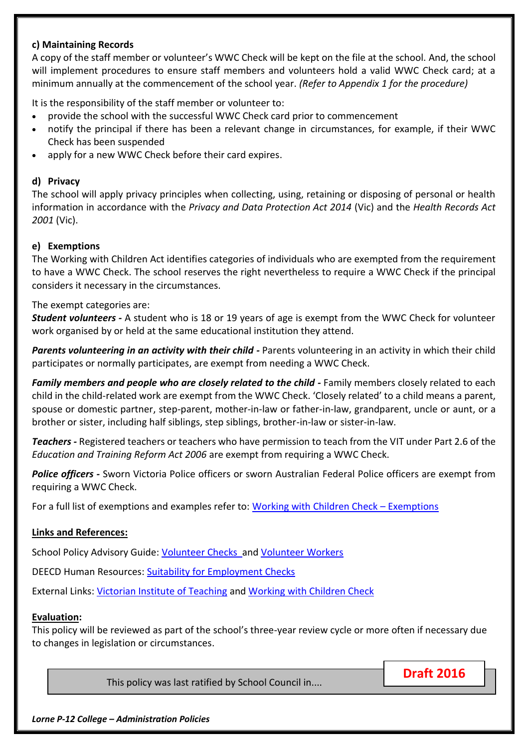#### c) Maintaining Records

A copy of the staff member or volunteer's WWC Check will be kept on the file at the school. And, the school will implement procedures to ensure staff members and volunteers hold a valid WWC Check card; at a minimum annually at the commencement of the school year. *(Refer to Appendix 1 for the procedure)*

It is the responsibility of the staff member or volunteer to:

- provide the school with the successful WWC Check card prior to commencement
- notify the principal if there has been a relevant change in circumstances, for example, if their WWC Check has been suspended
- apply for a new WWC Check before their card expires.

#### d) Privacy

The school will apply privacy principles when collecting, using, retaining or disposing of personal or health information in accordance with the *Privacy and Data Protection Act 2014* (Vic) and the *Health Records Act 2001* (Vic).

#### e) Exemptions

The Working with Children Act identifies categories of individuals who are exempted from the requirement to have a WWC Check. The school reserves the right nevertheless to require a WWC Check if the principal considers it necessary in the circumstances.

The exempt categories are:

***Student volunteers -*** A student who is 18 or 19 years of age is exempt from the WWC Check for volunteer work organised by or held at the same educational institution they attend.

***Parents volunteering in an activity with their child -*** Parents volunteering in an activity in which their child participates or normally participates, are exempt from needing a WWC Check.

***Family members and people who are closely related to the child -*** Family members closely related to each child in the child-related work are exempt from the WWC Check. 'Closely related' to a child means a parent, spouse or domestic partner, step-parent, mother-in-law or father-in-law, grandparent, uncle or aunt, or a brother or sister, including half siblings, step siblings, brother-in-law or sister-in-law.

***Teachers -*** Registered teachers or teachers who have permission to teach from the VIT under Part 2.6 of the *Education and Training Reform Act 2006* are exempt from requiring a WWC Check.

***Police officers -*** Sworn Victoria Police officers or sworn Australian Federal Police officers are exempt from requiring a WWC Check.

For a full list of exemptions and examples refer to: Working with Children Check – Exemptions

**Links and References:**

School Policy Advisory Guide: Volunteer Checks and Volunteer Workers

DEECD Human Resources: Suitability for Employment Checks

External Links: Victorian Institute of Teaching and Working with Children Check

**Evaluation:**

This policy will be reviewed as part of the school's three-year review cycle or more often if necessary due to changes in legislation or circumstances.

This policy was last ratified by School Council in....

**Draft 2016**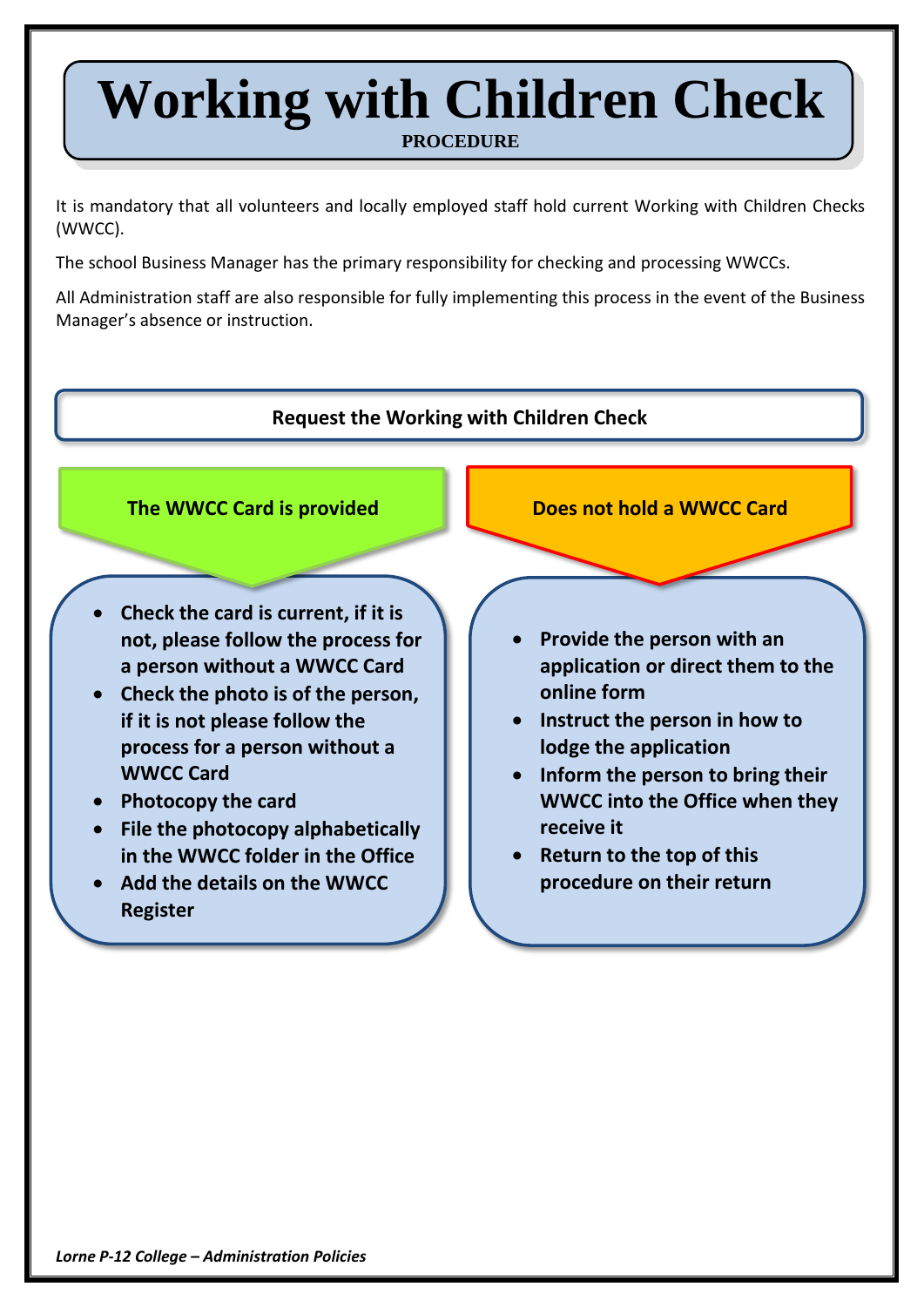# Working with Children Check

**PROCEDURE**

It is mandatory that all volunteers and locally employed staff hold current Working with Children Checks (WWCC).

The school Business Manager has the primary responsibility for checking and processing WWCCs.

All Administration staff are also responsible for fully implementing this process in the event of the Business Manager's absence or instruction.

**Request the Working with Children Check**

**The WWCC Card is provided**

- **Check the card is current, if it is not, please follow the process for a person without a WWCC Card**
- **Check the photo is of the person, if it is not please follow the process for a person without a WWCC Card**
- **Photocopy the card**
- **File the photocopy alphabetically in the WWCC folder in the Office**
- **Add the details on the WWCC Register**

**Does not hold a WWCC Card**

- **Provide the person with an application or direct them to the online form**
- **Instruct the person in how to lodge the application**
- **Inform the person to bring their WWCC into the Office when they receive it**
- **Return to the top of this procedure on their return**